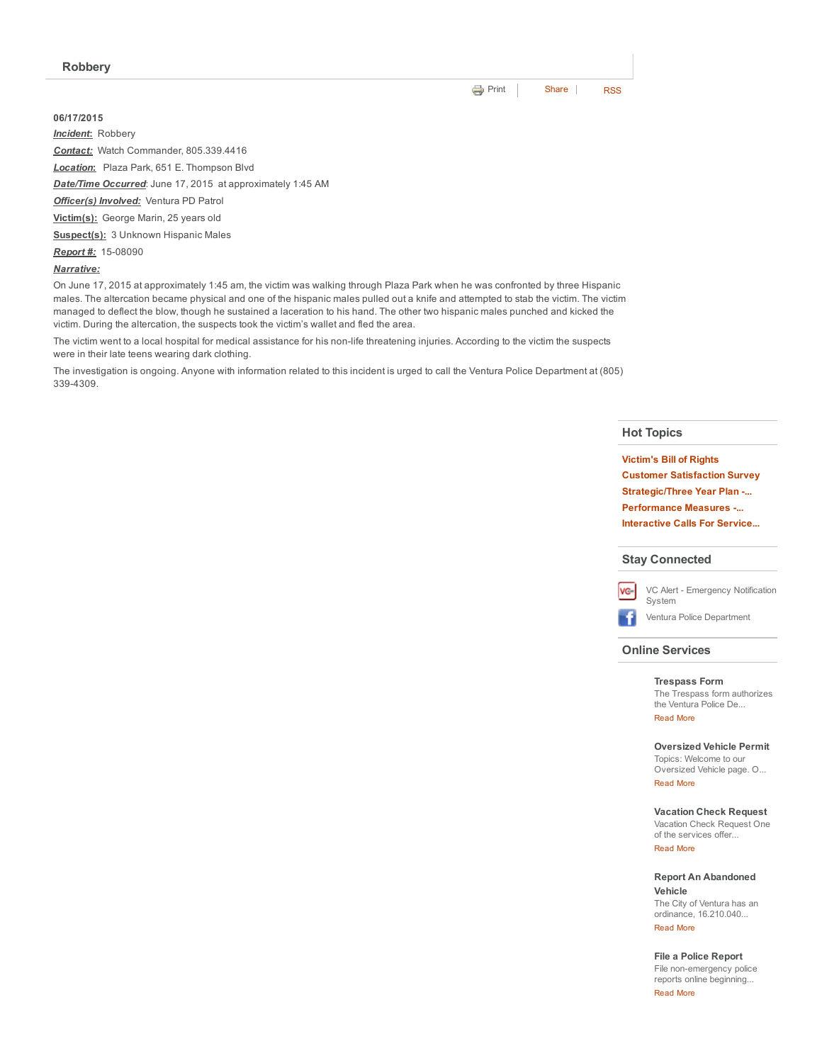## Robbery

Print | Share | RSS

**06/17/2015**

***Incident*:** Robbery

***Contact:*** Watch Commander, 805.339.4416

***Location*:** Plaza Park, 651 E. Thompson Blvd

***Date/Time Occurred*:** June 17, 2015 at approximately 1:45 AM

***Officer(s) Involved:*** Ventura PD Patrol

**Victim(s):** George Marin, 25 years old

**Suspect(s):** 3 Unknown Hispanic Males

***Report #*:** 15-08090

***Narrative:***

On June 17, 2015 at approximately 1:45 am, the victim was walking through Plaza Park when he was confronted by three Hispanic males. The altercation became physical and one of the hispanic males pulled out a knife and attempted to stab the victim. The victim managed to deflect the blow, though he sustained a laceration to his hand. The other two hispanic males punched and kicked the victim. During the altercation, the suspects took the victim's wallet and fled the area.

The victim went to a local hospital for medical assistance for his non-life threatening injuries. According to the victim the suspects were in their late teens wearing dark clothing.

The investigation is ongoing. Anyone with information related to this incident is urged to call the Ventura Police Department at (805) 339-4309.

### Hot Topics

- Victim's Bill of Rights
- Customer Satisfaction Survey
- Strategic/Three Year Plan -...
- Performance Measures -...
- Interactive Calls For Service...

### Stay Connected

- VC Alert - Emergency Notification System
- Ventura Police Department

### Online Services

**Trespass Form**
The Trespass form authorizes the Ventura Police De...
Read More

**Oversized Vehicle Permit**
Topics: Welcome to our Oversized Vehicle page. O...
Read More

**Vacation Check Request**
Vacation Check Request One of the services offer...
Read More

**Report An Abandoned Vehicle**
The City of Ventura has an ordinance, 16.210.040...
Read More

**File a Police Report**
File non-emergency police reports online beginning...
Read More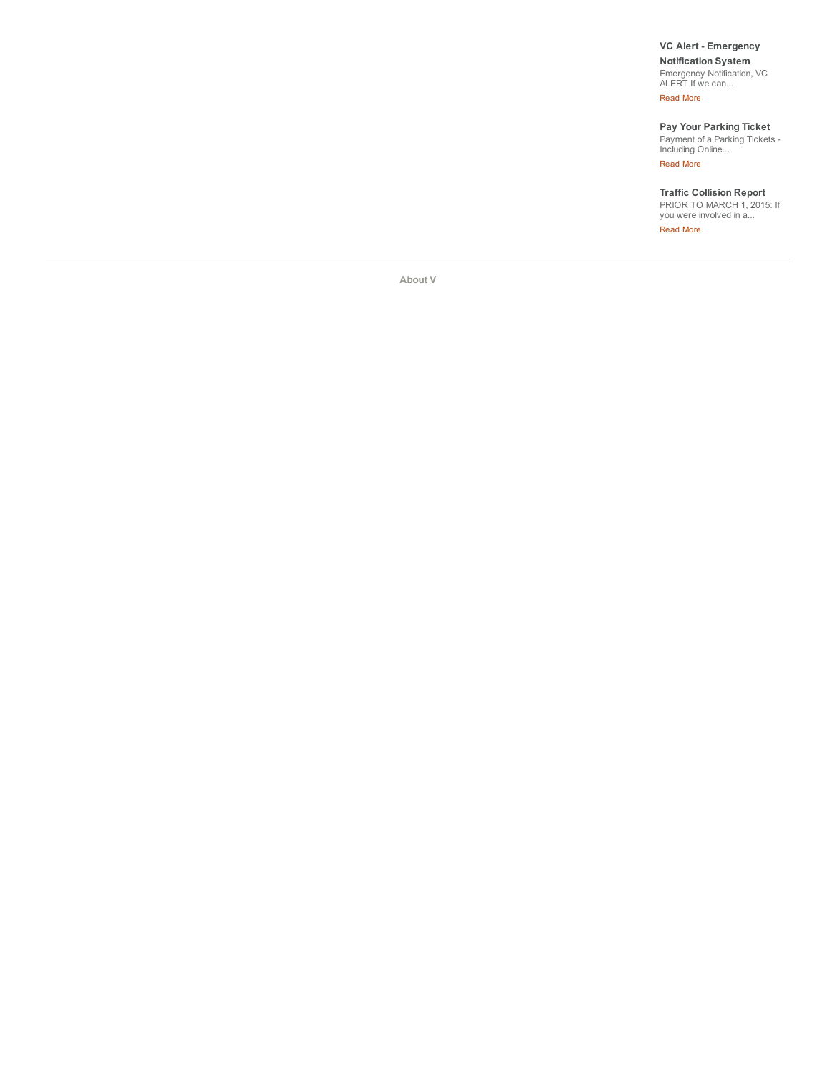**VC Alert - Emergency Notification System**

Emergency Notification, VC ALERT If we can...

Read More

**Pay Your Parking Ticket**

Payment of a Parking Tickets - Including Online...

Read More

**Traffic Collision Report**

PRIOR TO MARCH 1, 2015: If you were involved in a...

Read More

---

About V